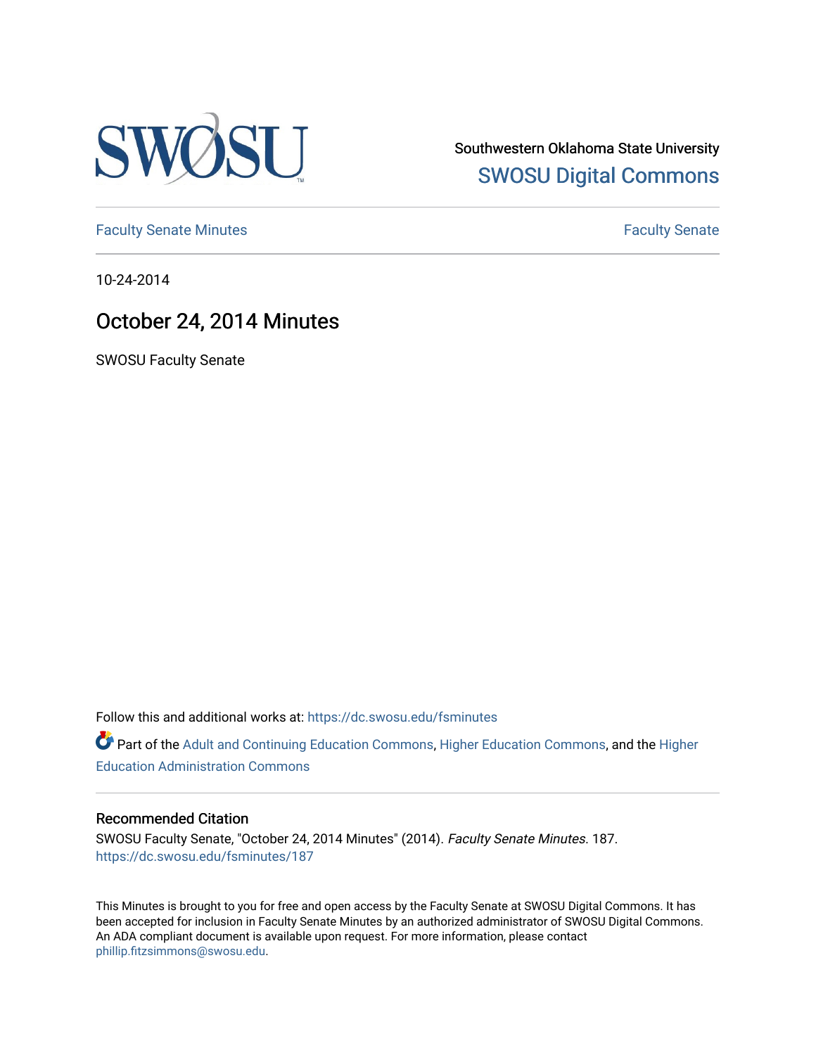Southwestern Oklahoma State University
SWOSU Digital Commons

Faculty Senate Minutes | Faculty Senate

10-24-2014

# October 24, 2014 Minutes

SWOSU Faculty Senate

Follow this and additional works at: https://dc.swosu.edu/fsminutes

Part of the Adult and Continuing Education Commons, Higher Education Commons, and the Higher Education Administration Commons

## Recommended Citation

SWOSU Faculty Senate, "October 24, 2014 Minutes" (2014). *Faculty Senate Minutes*. 187.
https://dc.swosu.edu/fsminutes/187

This Minutes is brought to you for free and open access by the Faculty Senate at SWOSU Digital Commons. It has been accepted for inclusion in Faculty Senate Minutes by an authorized administrator of SWOSU Digital Commons. An ADA compliant document is available upon request. For more information, please contact phillip.fitzsimmons@swosu.edu.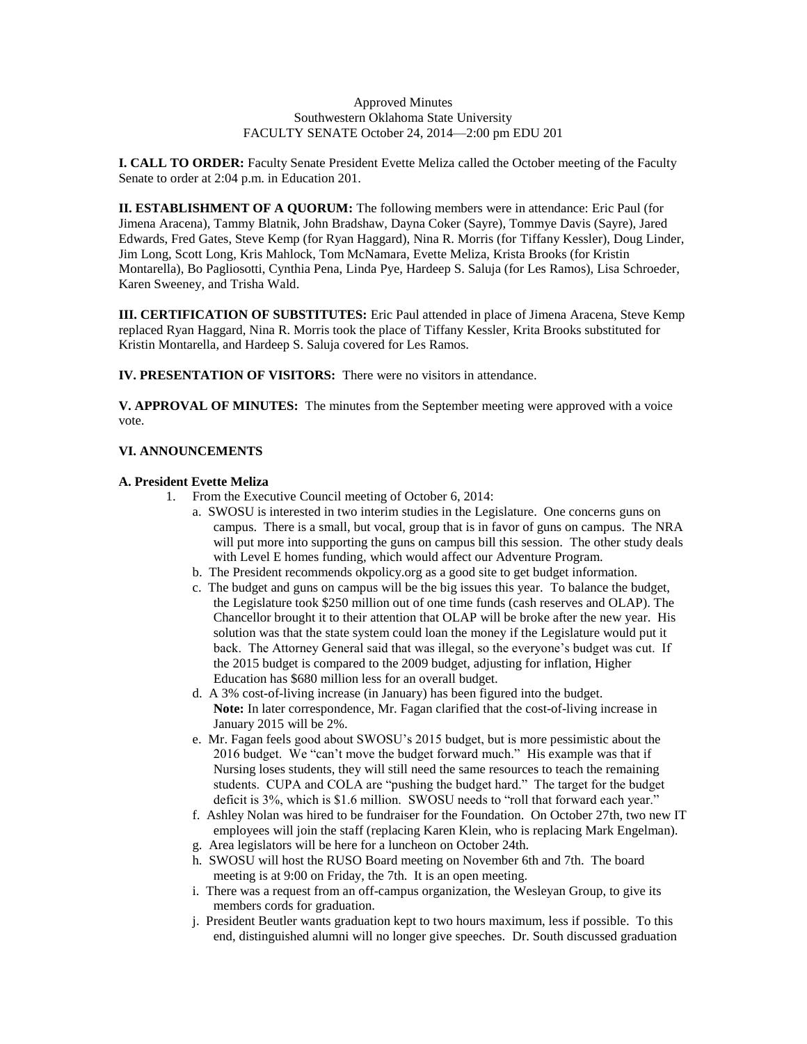Approved Minutes
Southwestern Oklahoma State University
FACULTY SENATE October 24, 2014—2:00 pm EDU 201

**I. CALL TO ORDER:** Faculty Senate President Evette Meliza called the October meeting of the Faculty Senate to order at 2:04 p.m. in Education 201.

**II. ESTABLISHMENT OF A QUORUM:** The following members were in attendance: Eric Paul (for Jimena Aracena), Tammy Blatnik, John Bradshaw, Dayna Coker (Sayre), Tommye Davis (Sayre), Jared Edwards, Fred Gates, Steve Kemp (for Ryan Haggard), Nina R. Morris (for Tiffany Kessler), Doug Linder, Jim Long, Scott Long, Kris Mahlock, Tom McNamara, Evette Meliza, Krista Brooks (for Kristin Montarella), Bo Pagliosotti, Cynthia Pena, Linda Pye, Hardeep S. Saluja (for Les Ramos), Lisa Schroeder, Karen Sweeney, and Trisha Wald.

**III. CERTIFICATION OF SUBSTITUTES:** Eric Paul attended in place of Jimena Aracena, Steve Kemp replaced Ryan Haggard, Nina R. Morris took the place of Tiffany Kessler, Krita Brooks substituted for Kristin Montarella, and Hardeep S. Saluja covered for Les Ramos.

**IV. PRESENTATION OF VISITORS:** There were no visitors in attendance.

**V. APPROVAL OF MINUTES:** The minutes from the September meeting were approved with a voice vote.

**VI. ANNOUNCEMENTS**

**A. President Evette Meliza**

1. From the Executive Council meeting of October 6, 2014:
   a. SWOSU is interested in two interim studies in the Legislature. One concerns guns on campus. There is a small, but vocal, group that is in favor of guns on campus. The NRA will put more into supporting the guns on campus bill this session. The other study deals with Level E homes funding, which would affect our Adventure Program.
   b. The President recommends okpolicy.org as a good site to get budget information.
   c. The budget and guns on campus will be the big issues this year. To balance the budget, the Legislature took $250 million out of one time funds (cash reserves and OLAP). The Chancellor brought it to their attention that OLAP will be broke after the new year. His solution was that the state system could loan the money if the Legislature would put it back. The Attorney General said that was illegal, so the everyone's budget was cut. If the 2015 budget is compared to the 2009 budget, adjusting for inflation, Higher Education has $680 million less for an overall budget.
   d. A 3% cost-of-living increase (in January) has been figured into the budget.
      **Note:** In later correspondence, Mr. Fagan clarified that the cost-of-living increase in January 2015 will be 2%.
   e. Mr. Fagan feels good about SWOSU's 2015 budget, but is more pessimistic about the 2016 budget. We "can't move the budget forward much." His example was that if Nursing loses students, they will still need the same resources to teach the remaining students. CUPA and COLA are "pushing the budget hard." The target for the budget deficit is 3%, which is $1.6 million. SWOSU needs to "roll that forward each year."
   f. Ashley Nolan was hired to be fundraiser for the Foundation. On October 27th, two new IT employees will join the staff (replacing Karen Klein, who is replacing Mark Engelman).
   g. Area legislators will be here for a luncheon on October 24th.
   h. SWOSU will host the RUSO Board meeting on November 6th and 7th. The board meeting is at 9:00 on Friday, the 7th. It is an open meeting.
   i. There was a request from an off-campus organization, the Wesleyan Group, to give its members cords for graduation.
   j. President Beutler wants graduation kept to two hours maximum, less if possible. To this end, distinguished alumni will no longer give speeches. Dr. South discussed graduation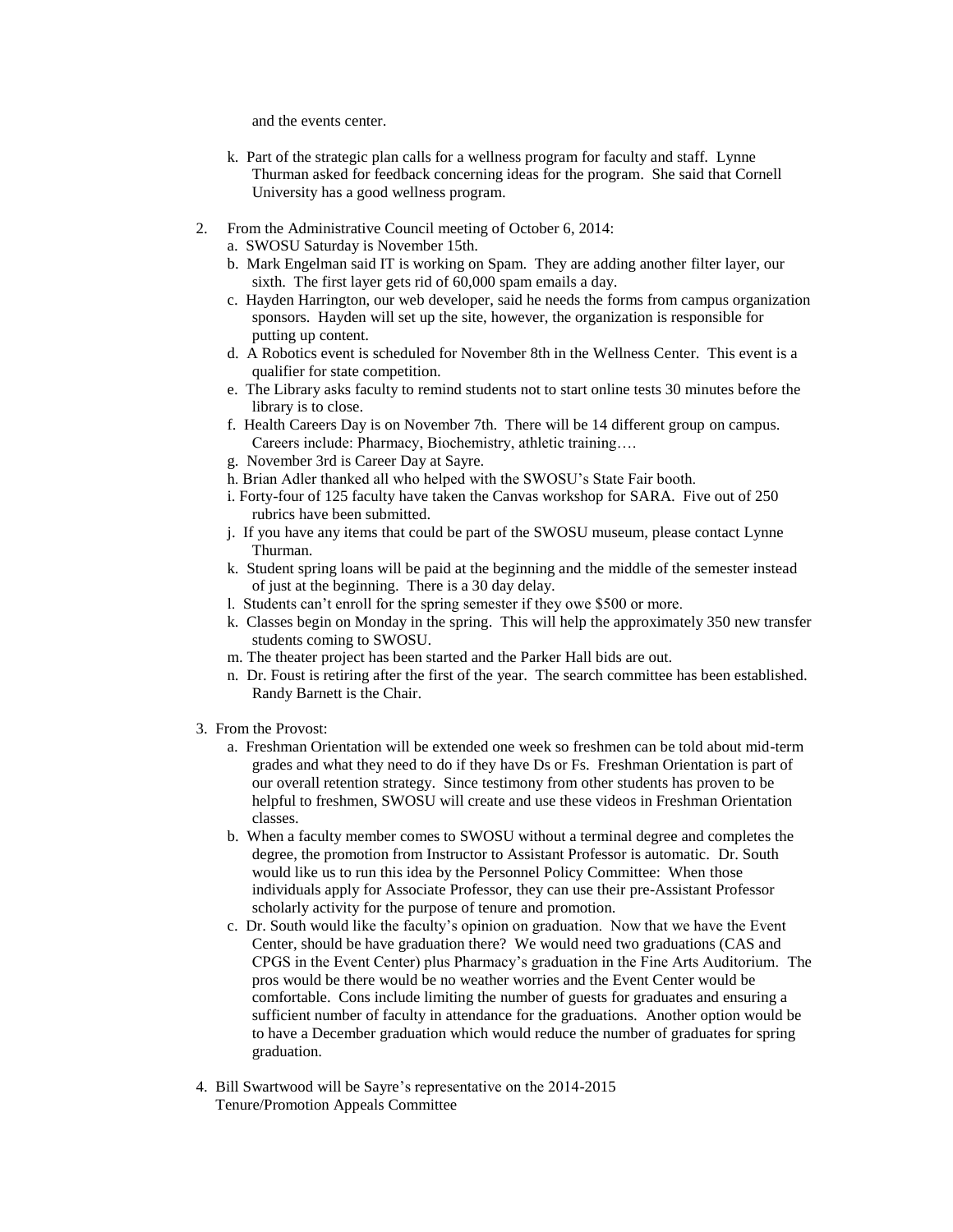and the events center.

k. Part of the strategic plan calls for a wellness program for faculty and staff. Lynne Thurman asked for feedback concerning ideas for the program. She said that Cornell University has a good wellness program.

2. From the Administrative Council meeting of October 6, 2014:
   a. SWOSU Saturday is November 15th.
   b. Mark Engelman said IT is working on Spam. They are adding another filter layer, our sixth. The first layer gets rid of 60,000 spam emails a day.
   c. Hayden Harrington, our web developer, said he needs the forms from campus organization sponsors. Hayden will set up the site, however, the organization is responsible for putting up content.
   d. A Robotics event is scheduled for November 8th in the Wellness Center. This event is a qualifier for state competition.
   e. The Library asks faculty to remind students not to start online tests 30 minutes before the library is to close.
   f. Health Careers Day is on November 7th. There will be 14 different group on campus. Careers include: Pharmacy, Biochemistry, athletic training….
   g. November 3rd is Career Day at Sayre.
   h. Brian Adler thanked all who helped with the SWOSU's State Fair booth.
   i. Forty-four of 125 faculty have taken the Canvas workshop for SARA. Five out of 250 rubrics have been submitted.
   j. If you have any items that could be part of the SWOSU museum, please contact Lynne Thurman.
   k. Student spring loans will be paid at the beginning and the middle of the semester instead of just at the beginning. There is a 30 day delay.
   l. Students can't enroll for the spring semester if they owe $500 or more.
   k. Classes begin on Monday in the spring. This will help the approximately 350 new transfer students coming to SWOSU.
   m. The theater project has been started and the Parker Hall bids are out.
   n. Dr. Foust is retiring after the first of the year. The search committee has been established. Randy Barnett is the Chair.

3. From the Provost:
   a. Freshman Orientation will be extended one week so freshmen can be told about mid-term grades and what they need to do if they have Ds or Fs. Freshman Orientation is part of our overall retention strategy. Since testimony from other students has proven to be helpful to freshmen, SWOSU will create and use these videos in Freshman Orientation classes.
   b. When a faculty member comes to SWOSU without a terminal degree and completes the degree, the promotion from Instructor to Assistant Professor is automatic. Dr. South would like us to run this idea by the Personnel Policy Committee: When those individuals apply for Associate Professor, they can use their pre-Assistant Professor scholarly activity for the purpose of tenure and promotion.
   c. Dr. South would like the faculty's opinion on graduation. Now that we have the Event Center, should be have graduation there? We would need two graduations (CAS and CPGS in the Event Center) plus Pharmacy's graduation in the Fine Arts Auditorium. The pros would be there would be no weather worries and the Event Center would be comfortable. Cons include limiting the number of guests for graduates and ensuring a sufficient number of faculty in attendance for the graduations. Another option would be to have a December graduation which would reduce the number of graduates for spring graduation.

4. Bill Swartwood will be Sayre's representative on the 2014-2015 Tenure/Promotion Appeals Committee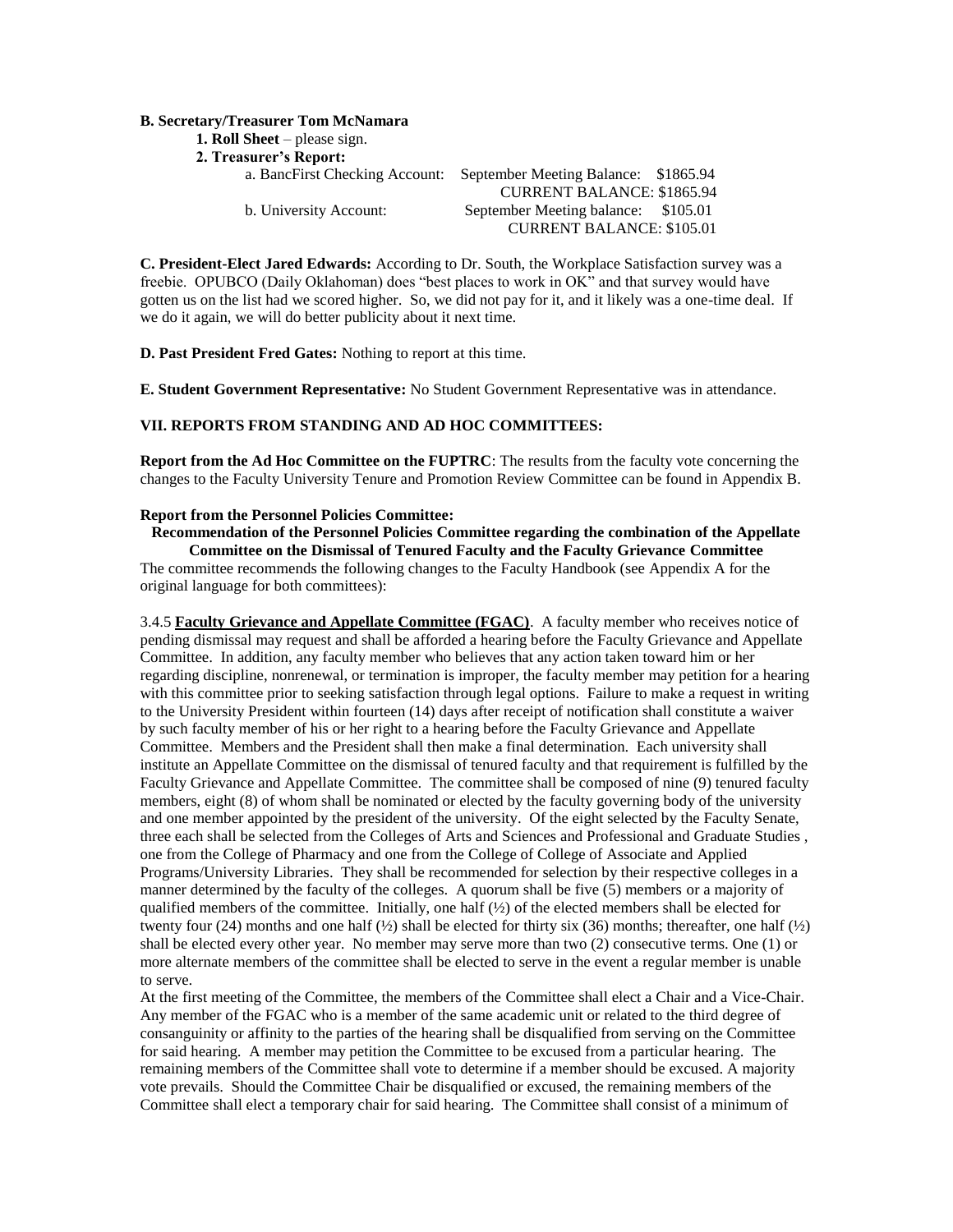**B. Secretary/Treasurer Tom McNamara**

**1. Roll Sheet** – please sign.

**2. Treasurer's Report:**

a. BancFirst Checking Account: September Meeting Balance: $1865.94
CURRENT BALANCE: $1865.94

b. University Account: September Meeting balance: $105.01
CURRENT BALANCE: $105.01

**C. President-Elect Jared Edwards:** According to Dr. South, the Workplace Satisfaction survey was a freebie. OPUBCO (Daily Oklahoman) does "best places to work in OK" and that survey would have gotten us on the list had we scored higher. So, we did not pay for it, and it likely was a one-time deal. If we do it again, we will do better publicity about it next time.

**D. Past President Fred Gates:** Nothing to report at this time.

**E. Student Government Representative:** No Student Government Representative was in attendance.

**VII. REPORTS FROM STANDING AND AD HOC COMMITTEES:**

**Report from the Ad Hoc Committee on the FUPTRC**: The results from the faculty vote concerning the changes to the Faculty University Tenure and Promotion Review Committee can be found in Appendix B.

**Report from the Personnel Policies Committee:**

**Recommendation of the Personnel Policies Committee regarding the combination of the Appellate Committee on the Dismissal of Tenured Faculty and the Faculty Grievance Committee**

The committee recommends the following changes to the Faculty Handbook (see Appendix A for the original language for both committees):

3.4.5 **Faculty Grievance and Appellate Committee (FGAC)**. A faculty member who receives notice of pending dismissal may request and shall be afforded a hearing before the Faculty Grievance and Appellate Committee. In addition, any faculty member who believes that any action taken toward him or her regarding discipline, nonrenewal, or termination is improper, the faculty member may petition for a hearing with this committee prior to seeking satisfaction through legal options. Failure to make a request in writing to the University President within fourteen (14) days after receipt of notification shall constitute a waiver by such faculty member of his or her right to a hearing before the Faculty Grievance and Appellate Committee. Members and the President shall then make a final determination. Each university shall institute an Appellate Committee on the dismissal of tenured faculty and that requirement is fulfilled by the Faculty Grievance and Appellate Committee. The committee shall be composed of nine (9) tenured faculty members, eight (8) of whom shall be nominated or elected by the faculty governing body of the university and one member appointed by the president of the university. Of the eight selected by the Faculty Senate, three each shall be selected from the Colleges of Arts and Sciences and Professional and Graduate Studies , one from the College of Pharmacy and one from the College of College of Associate and Applied Programs/University Libraries. They shall be recommended for selection by their respective colleges in a manner determined by the faculty of the colleges. A quorum shall be five (5) members or a majority of qualified members of the committee. Initially, one half (½) of the elected members shall be elected for twenty four (24) months and one half (½) shall be elected for thirty six (36) months; thereafter, one half (½) shall be elected every other year. No member may serve more than two (2) consecutive terms. One (1) or more alternate members of the committee shall be elected to serve in the event a regular member is unable to serve.

At the first meeting of the Committee, the members of the Committee shall elect a Chair and a Vice-Chair. Any member of the FGAC who is a member of the same academic unit or related to the third degree of consanguinity or affinity to the parties of the hearing shall be disqualified from serving on the Committee for said hearing. A member may petition the Committee to be excused from a particular hearing. The remaining members of the Committee shall vote to determine if a member should be excused. A majority vote prevails. Should the Committee Chair be disqualified or excused, the remaining members of the Committee shall elect a temporary chair for said hearing. The Committee shall consist of a minimum of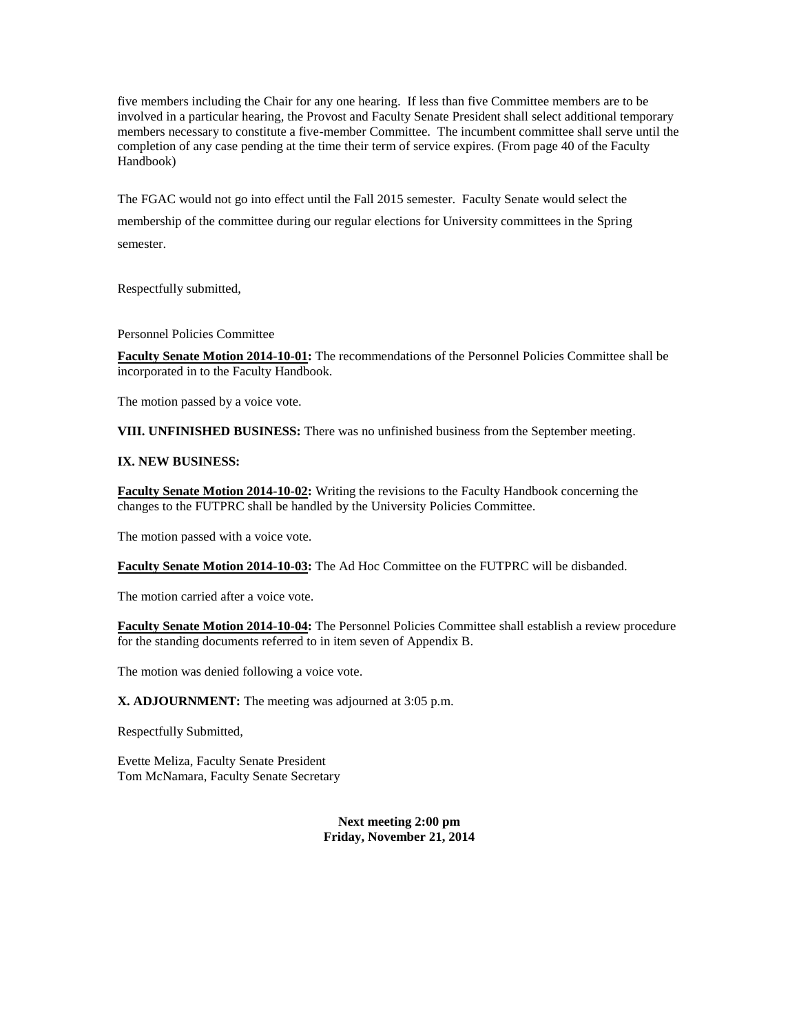five members including the Chair for any one hearing. If less than five Committee members are to be involved in a particular hearing, the Provost and Faculty Senate President shall select additional temporary members necessary to constitute a five-member Committee. The incumbent committee shall serve until the completion of any case pending at the time their term of service expires. (From page 40 of the Faculty Handbook)

The FGAC would not go into effect until the Fall 2015 semester. Faculty Senate would select the membership of the committee during our regular elections for University committees in the Spring semester.

Respectfully submitted,

Personnel Policies Committee

**Faculty Senate Motion 2014-10-01:** The recommendations of the Personnel Policies Committee shall be incorporated in to the Faculty Handbook.

The motion passed by a voice vote.

**VIII. UNFINISHED BUSINESS:** There was no unfinished business from the September meeting.

**IX. NEW BUSINESS:**

**Faculty Senate Motion 2014-10-02:** Writing the revisions to the Faculty Handbook concerning the changes to the FUTPRC shall be handled by the University Policies Committee.

The motion passed with a voice vote.

**Faculty Senate Motion 2014-10-03:** The Ad Hoc Committee on the FUTPRC will be disbanded.

The motion carried after a voice vote.

**Faculty Senate Motion 2014-10-04:** The Personnel Policies Committee shall establish a review procedure for the standing documents referred to in item seven of Appendix B.

The motion was denied following a voice vote.

**X. ADJOURNMENT:** The meeting was adjourned at 3:05 p.m.

Respectfully Submitted,

Evette Meliza, Faculty Senate President
Tom McNamara, Faculty Senate Secretary

**Next meeting 2:00 pm**
**Friday, November 21, 2014**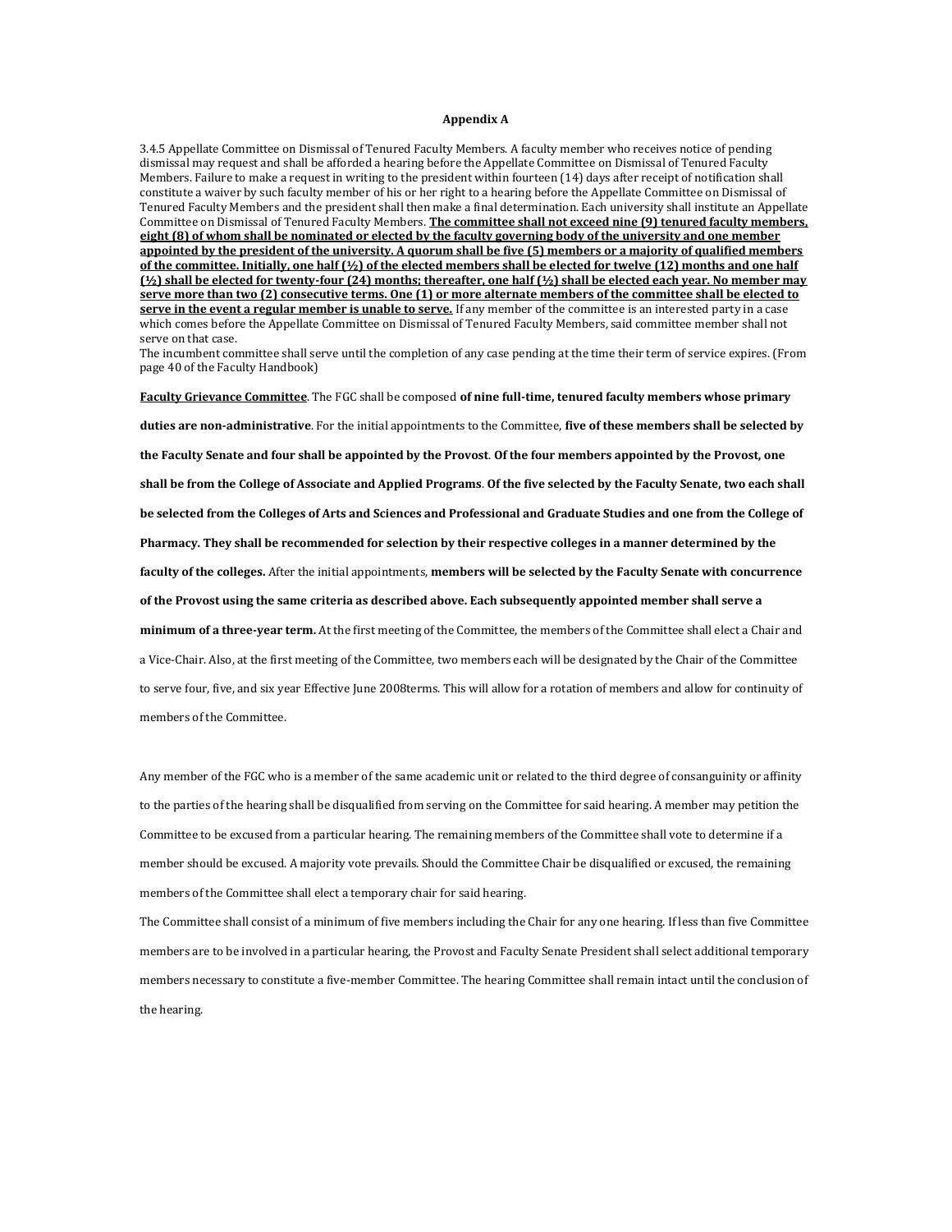**Appendix A**

3.4.5 Appellate Committee on Dismissal of Tenured Faculty Members. A faculty member who receives notice of pending dismissal may request and shall be afforded a hearing before the Appellate Committee on Dismissal of Tenured Faculty Members. Failure to make a request in writing to the president within fourteen (14) days after receipt of notification shall constitute a waiver by such faculty member of his or her right to a hearing before the Appellate Committee on Dismissal of Tenured Faculty Members and the president shall then make a final determination. Each university shall institute an Appellate Committee on Dismissal of Tenured Faculty Members. **<u>The committee shall not exceed nine (9) tenured faculty members, eight (8) of whom shall be nominated or elected by the faculty governing body of the university and one member appointed by the president of the university. A quorum shall be five (5) members or a majority of qualified members of the committee. Initially, one half (½) of the elected members shall be elected for twelve (12) months and one half (½) shall be elected for twenty-four (24) months; thereafter, one half (½) shall be elected each year. No member may serve more than two (2) consecutive terms. One (1) or more alternate members of the committee shall be elected to serve in the event a regular member is unable to serve.</u>** If any member of the committee is an interested party in a case which comes before the Appellate Committee on Dismissal of Tenured Faculty Members, said committee member shall not serve on that case.

The incumbent committee shall serve until the completion of any case pending at the time their term of service expires. (From page 40 of the Faculty Handbook)

**<u>Faculty Grievance Committee</u>**. The FGC shall be composed **of nine full-time, tenured faculty members whose primary duties are non-administrative**. For the initial appointments to the Committee, **five of these members shall be selected by the Faculty Senate and four shall be appointed by the Provost**. **Of the four members appointed by the Provost, one shall be from the College of Associate and Applied Programs**. **Of the five selected by the Faculty Senate, two each shall be selected from the Colleges of Arts and Sciences and Professional and Graduate Studies and one from the College of Pharmacy. They shall be recommended for selection by their respective colleges in a manner determined by the faculty of the colleges.** After the initial appointments, **members will be selected by the Faculty Senate with concurrence of the Provost using the same criteria as described above. Each subsequently appointed member shall serve a minimum of a three-year term.** At the first meeting of the Committee, the members of the Committee shall elect a Chair and a Vice-Chair. Also, at the first meeting of the Committee, two members each will be designated by the Chair of the Committee to serve four, five, and six year Effective June 2008terms. This will allow for a rotation of members and allow for continuity of members of the Committee.

Any member of the FGC who is a member of the same academic unit or related to the third degree of consanguinity or affinity to the parties of the hearing shall be disqualified from serving on the Committee for said hearing. A member may petition the Committee to be excused from a particular hearing. The remaining members of the Committee shall vote to determine if a member should be excused. A majority vote prevails. Should the Committee Chair be disqualified or excused, the remaining members of the Committee shall elect a temporary chair for said hearing.

The Committee shall consist of a minimum of five members including the Chair for any one hearing. If less than five Committee members are to be involved in a particular hearing, the Provost and Faculty Senate President shall select additional temporary members necessary to constitute a five-member Committee. The hearing Committee shall remain intact until the conclusion of the hearing.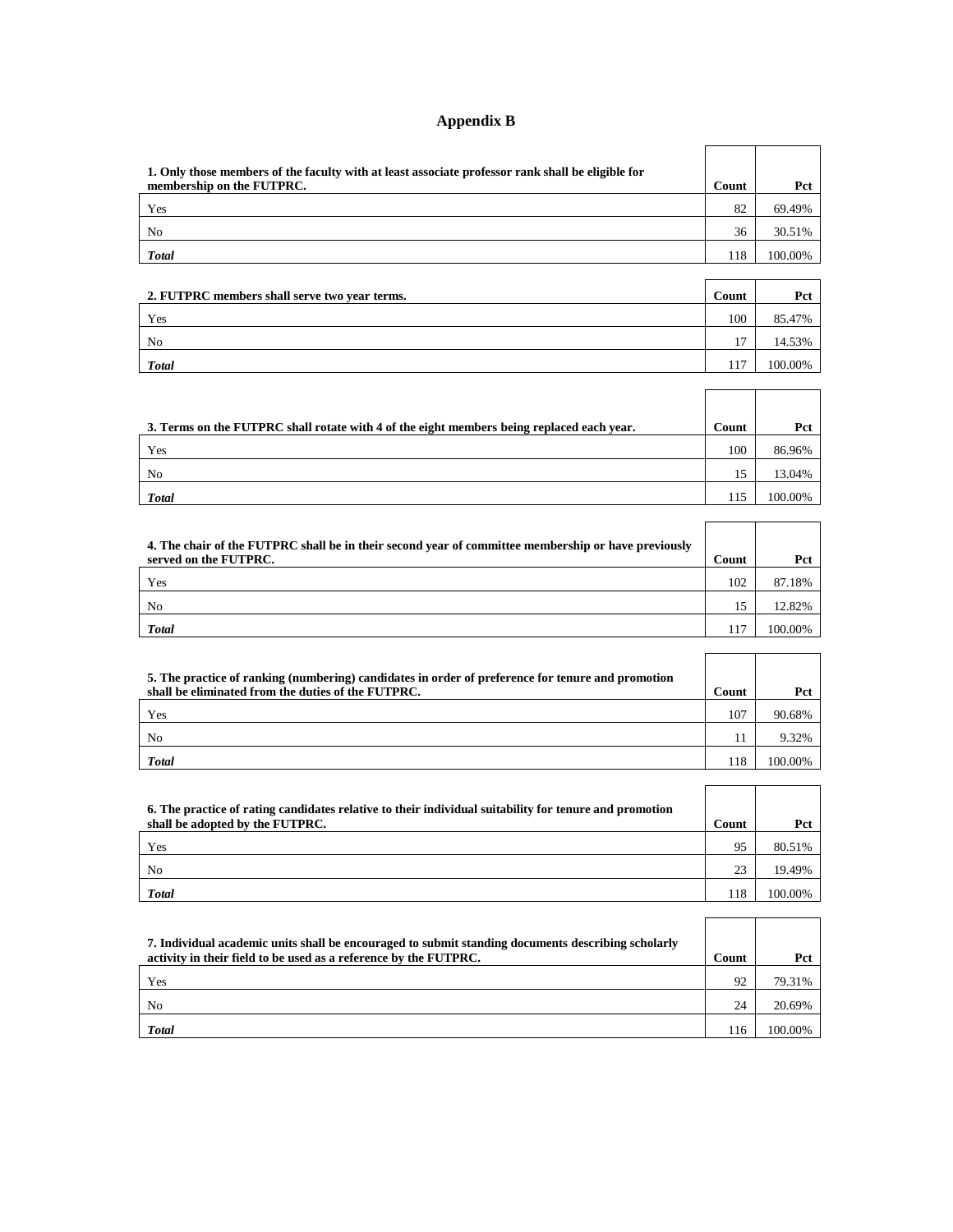# Appendix B

| 1. Only those members of the faculty with at least associate professor rank shall be eligible for membership on the FUTPRC. | Count | Pct |
|---|---|---|
| Yes | 82 | 69.49% |
| No | 36 | 30.51% |
| ***Total*** | 118 | 100.00% |

| 2. FUTPRC members shall serve two year terms. | Count | Pct |
|---|---|---|
| Yes | 100 | 85.47% |
| No | 17 | 14.53% |
| ***Total*** | 117 | 100.00% |

| 3. Terms on the FUTPRC shall rotate with 4 of the eight members being replaced each year. | Count | Pct |
|---|---|---|
| Yes | 100 | 86.96% |
| No | 15 | 13.04% |
| ***Total*** | 115 | 100.00% |

| 4. The chair of the FUTPRC shall be in their second year of committee membership or have previously served on the FUTPRC. | Count | Pct |
|---|---|---|
| Yes | 102 | 87.18% |
| No | 15 | 12.82% |
| ***Total*** | 117 | 100.00% |

| 5. The practice of ranking (numbering) candidates in order of preference for tenure and promotion shall be eliminated from the duties of the FUTPRC. | Count | Pct |
|---|---|---|
| Yes | 107 | 90.68% |
| No | 11 | 9.32% |
| ***Total*** | 118 | 100.00% |

| 6. The practice of rating candidates relative to their individual suitability for tenure and promotion shall be adopted by the FUTPRC. | Count | Pct |
|---|---|---|
| Yes | 95 | 80.51% |
| No | 23 | 19.49% |
| ***Total*** | 118 | 100.00% |

| 7. Individual academic units shall be encouraged to submit standing documents describing scholarly activity in their field to be used as a reference by the FUTPRC. | Count | Pct |
|---|---|---|
| Yes | 92 | 79.31% |
| No | 24 | 20.69% |
| ***Total*** | 116 | 100.00% |